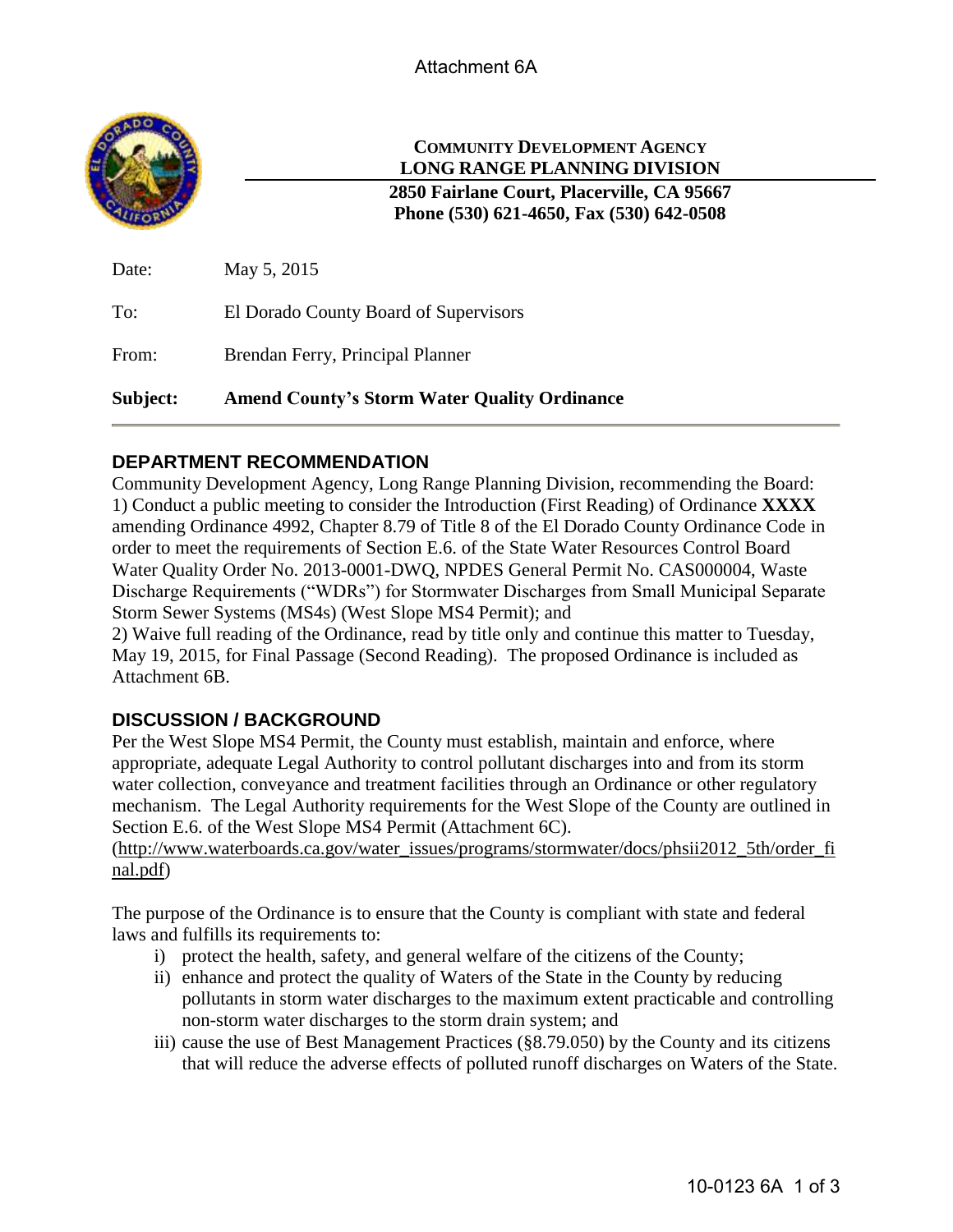Attachment 6A

**COMMUNITY DEVELOPMENT AGENCY**
**LONG RANGE PLANNING DIVISION**
**2850 Fairlane Court, Placerville, CA 95667**
**Phone (530) 621-4650, Fax (530) 642-0508**

Date: May 5, 2015

To: El Dorado County Board of Supervisors

From: Brendan Ferry, Principal Planner

**Subject: Amend County's Storm Water Quality Ordinance**

## DEPARTMENT RECOMMENDATION

Community Development Agency, Long Range Planning Division, recommending the Board:
1) Conduct a public meeting to consider the Introduction (First Reading) of Ordinance **XXXX** amending Ordinance 4992, Chapter 8.79 of Title 8 of the El Dorado County Ordinance Code in order to meet the requirements of Section E.6. of the State Water Resources Control Board Water Quality Order No. 2013-0001-DWQ, NPDES General Permit No. CAS000004, Waste Discharge Requirements ("WDRs") for Stormwater Discharges from Small Municipal Separate Storm Sewer Systems (MS4s) (West Slope MS4 Permit); and
2) Waive full reading of the Ordinance, read by title only and continue this matter to Tuesday, May 19, 2015, for Final Passage (Second Reading). The proposed Ordinance is included as Attachment 6B.

## DISCUSSION / BACKGROUND

Per the West Slope MS4 Permit, the County must establish, maintain and enforce, where appropriate, adequate Legal Authority to control pollutant discharges into and from its storm water collection, conveyance and treatment facilities through an Ordinance or other regulatory mechanism. The Legal Authority requirements for the West Slope of the County are outlined in Section E.6. of the West Slope MS4 Permit (Attachment 6C).
(http://www.waterboards.ca.gov/water_issues/programs/stormwater/docs/phsii2012_5th/order_final.pdf)

The purpose of the Ordinance is to ensure that the County is compliant with state and federal laws and fulfills its requirements to:

i) protect the health, safety, and general welfare of the citizens of the County;
ii) enhance and protect the quality of Waters of the State in the County by reducing pollutants in storm water discharges to the maximum extent practicable and controlling non-storm water discharges to the storm drain system; and
iii) cause the use of Best Management Practices (§8.79.050) by the County and its citizens that will reduce the adverse effects of polluted runoff discharges on Waters of the State.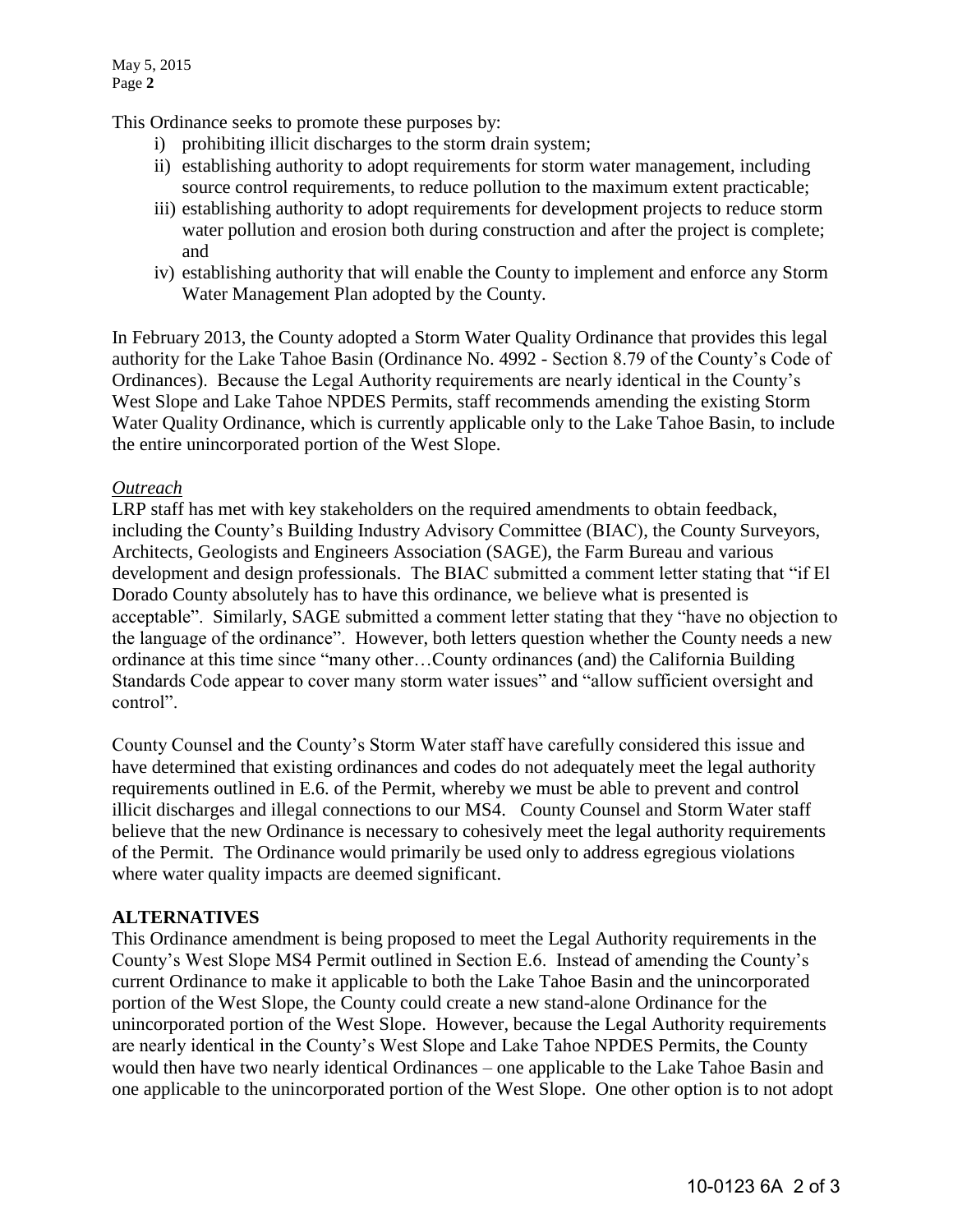This Ordinance seeks to promote these purposes by:

i) prohibiting illicit discharges to the storm drain system;
ii) establishing authority to adopt requirements for storm water management, including source control requirements, to reduce pollution to the maximum extent practicable;
iii) establishing authority to adopt requirements for development projects to reduce storm water pollution and erosion both during construction and after the project is complete; and
iv) establishing authority that will enable the County to implement and enforce any Storm Water Management Plan adopted by the County.

In February 2013, the County adopted a Storm Water Quality Ordinance that provides this legal authority for the Lake Tahoe Basin (Ordinance No. 4992 - Section 8.79 of the County's Code of Ordinances). Because the Legal Authority requirements are nearly identical in the County's West Slope and Lake Tahoe NPDES Permits, staff recommends amending the existing Storm Water Quality Ordinance, which is currently applicable only to the Lake Tahoe Basin, to include the entire unincorporated portion of the West Slope.

*Outreach*

LRP staff has met with key stakeholders on the required amendments to obtain feedback, including the County's Building Industry Advisory Committee (BIAC), the County Surveyors, Architects, Geologists and Engineers Association (SAGE), the Farm Bureau and various development and design professionals. The BIAC submitted a comment letter stating that "if El Dorado County absolutely has to have this ordinance, we believe what is presented is acceptable". Similarly, SAGE submitted a comment letter stating that they "have no objection to the language of the ordinance". However, both letters question whether the County needs a new ordinance at this time since "many other…County ordinances (and) the California Building Standards Code appear to cover many storm water issues" and "allow sufficient oversight and control".

County Counsel and the County's Storm Water staff have carefully considered this issue and have determined that existing ordinances and codes do not adequately meet the legal authority requirements outlined in E.6. of the Permit, whereby we must be able to prevent and control illicit discharges and illegal connections to our MS4. County Counsel and Storm Water staff believe that the new Ordinance is necessary to cohesively meet the legal authority requirements of the Permit. The Ordinance would primarily be used only to address egregious violations where water quality impacts are deemed significant.

**ALTERNATIVES**

This Ordinance amendment is being proposed to meet the Legal Authority requirements in the County's West Slope MS4 Permit outlined in Section E.6. Instead of amending the County's current Ordinance to make it applicable to both the Lake Tahoe Basin and the unincorporated portion of the West Slope, the County could create a new stand-alone Ordinance for the unincorporated portion of the West Slope. However, because the Legal Authority requirements are nearly identical in the County's West Slope and Lake Tahoe NPDES Permits, the County would then have two nearly identical Ordinances – one applicable to the Lake Tahoe Basin and one applicable to the unincorporated portion of the West Slope. One other option is to not adopt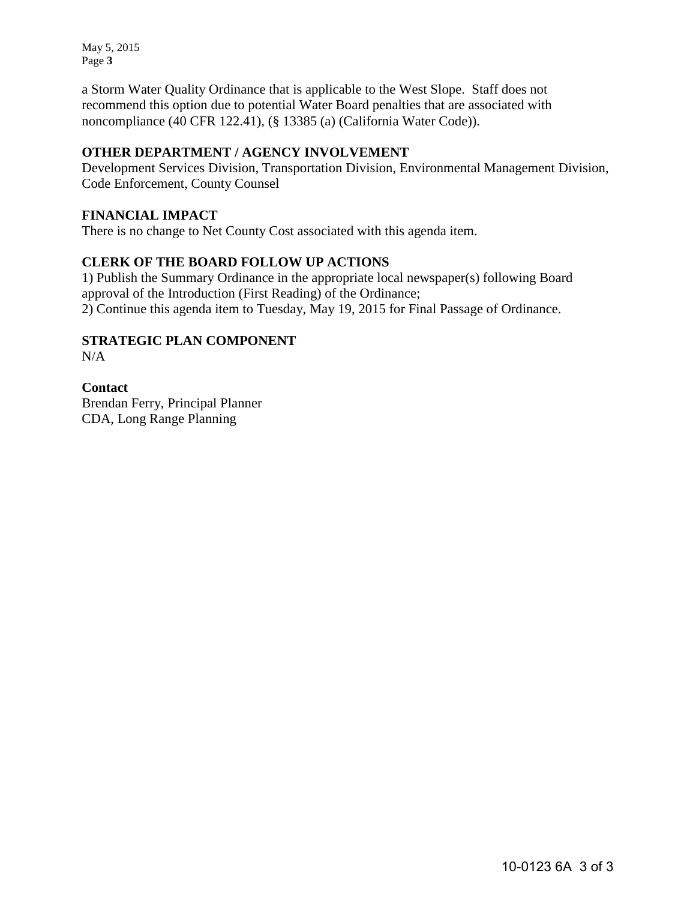a Storm Water Quality Ordinance that is applicable to the West Slope. Staff does not recommend this option due to potential Water Board penalties that are associated with noncompliance (40 CFR 122.41), (§ 13385 (a) (California Water Code)).

**OTHER DEPARTMENT / AGENCY INVOLVEMENT**
Development Services Division, Transportation Division, Environmental Management Division, Code Enforcement, County Counsel

**FINANCIAL IMPACT**
There is no change to Net County Cost associated with this agenda item.

**CLERK OF THE BOARD FOLLOW UP ACTIONS**
1) Publish the Summary Ordinance in the appropriate local newspaper(s) following Board approval of the Introduction (First Reading) of the Ordinance;
2) Continue this agenda item to Tuesday, May 19, 2015 for Final Passage of Ordinance.

**STRATEGIC PLAN COMPONENT**
N/A

**Contact**
Brendan Ferry, Principal Planner
CDA, Long Range Planning